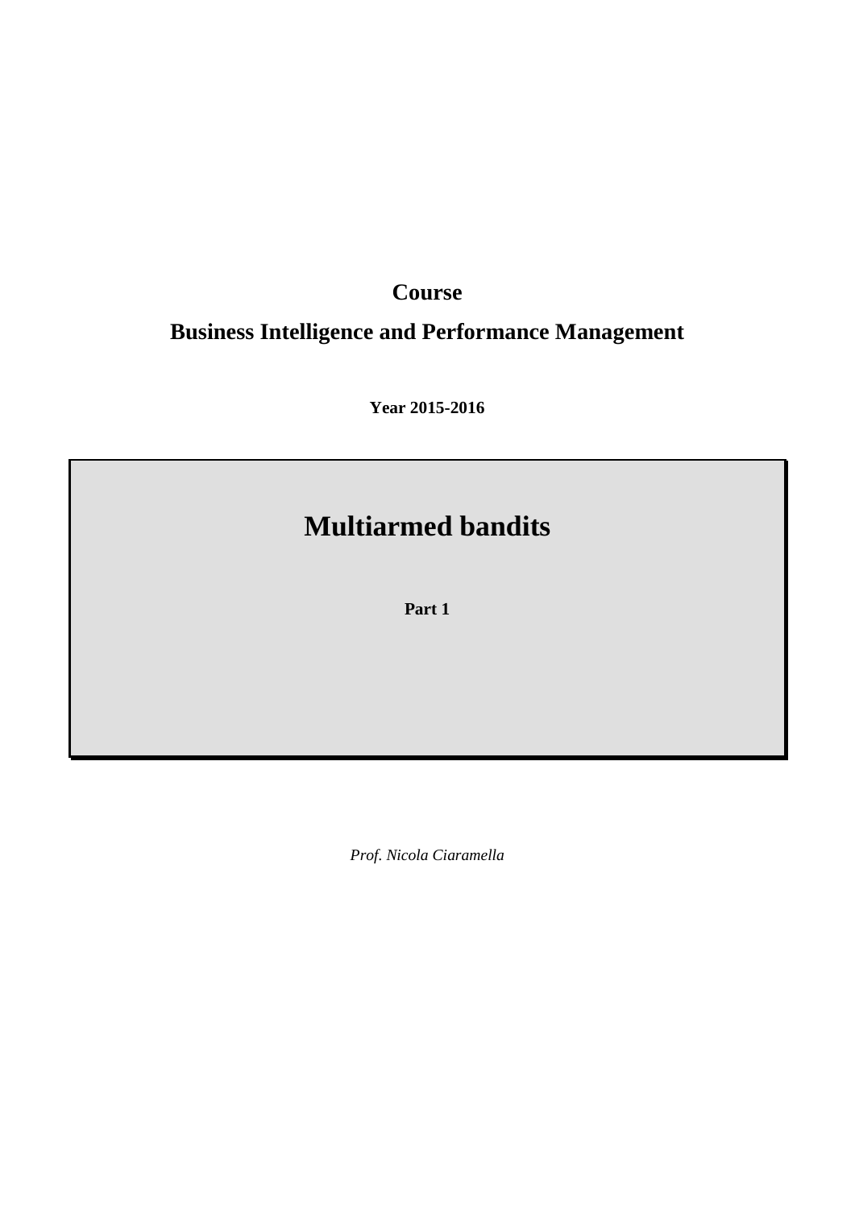**Course**

**Business Intelligence and Performance Management**

**Year 2015-2016**

# Multiarmed bandits

**Part 1**

*Prof. Nicola Ciaramella*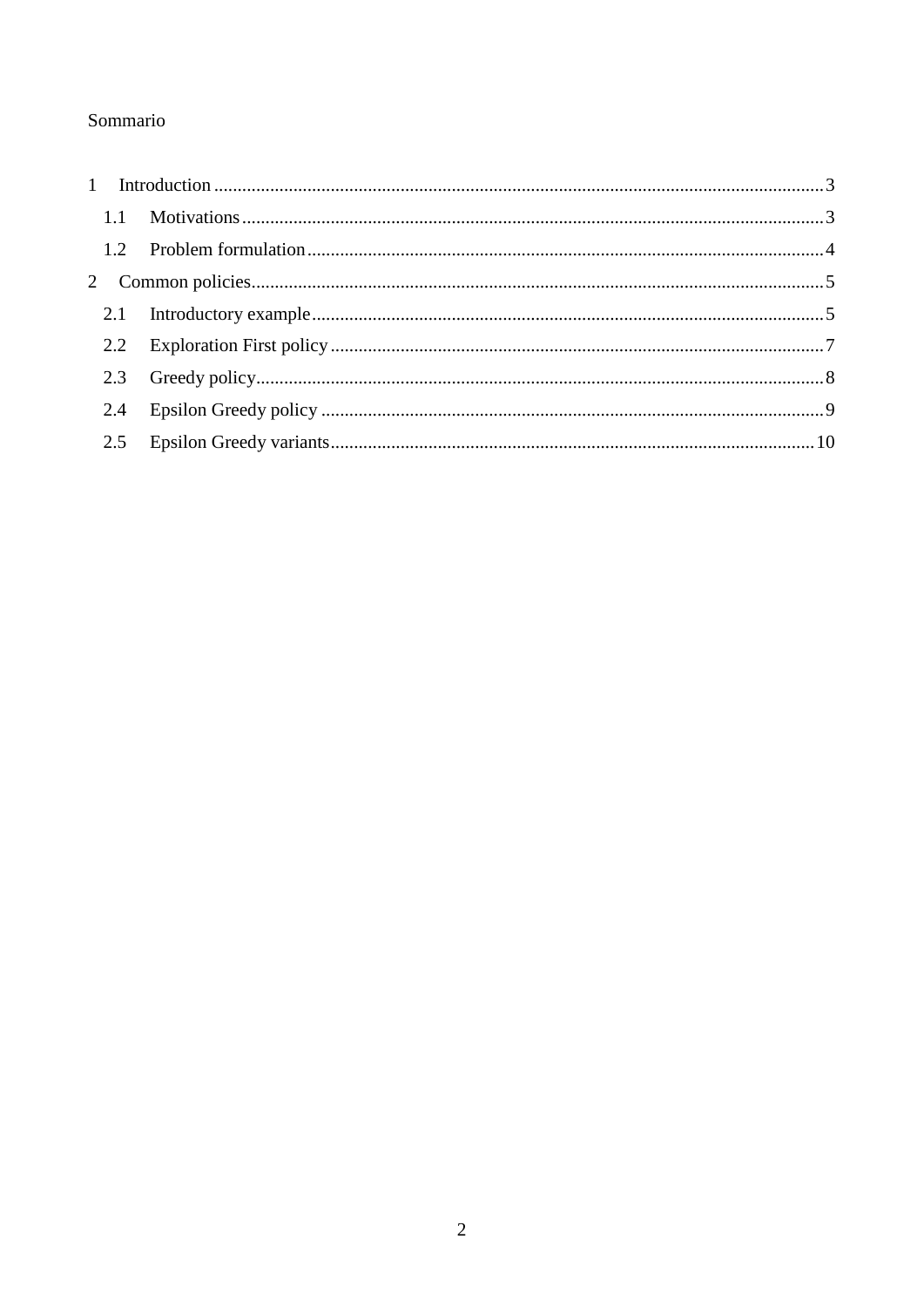Sommario

1 Introduction .......... 3

  1.1 Motivations .......... 3

  1.2 Problem formulation .......... 4

2 Common policies .......... 5

  2.1 Introductory example .......... 5

  2.2 Exploration First policy .......... 7

  2.3 Greedy policy .......... 8

  2.4 Epsilon Greedy policy .......... 9

  2.5 Epsilon Greedy variants .......... 10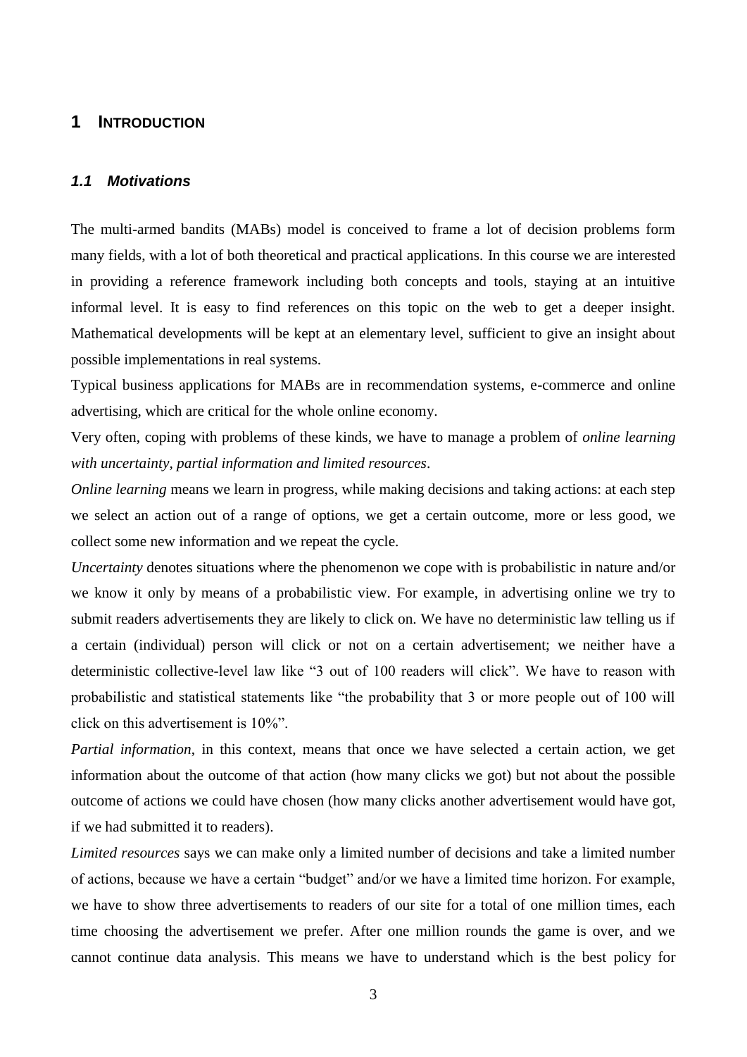# 1 INTRODUCTION

## 1.1 Motivations

The multi-armed bandits (MABs) model is conceived to frame a lot of decision problems form many fields, with a lot of both theoretical and practical applications. In this course we are interested in providing a reference framework including both concepts and tools, staying at an intuitive informal level. It is easy to find references on this topic on the web to get a deeper insight. Mathematical developments will be kept at an elementary level, sufficient to give an insight about possible implementations in real systems.

Typical business applications for MABs are in recommendation systems, e-commerce and online advertising, which are critical for the whole online economy.

Very often, coping with problems of these kinds, we have to manage a problem of *online learning with uncertainty, partial information and limited resources*.

*Online learning* means we learn in progress, while making decisions and taking actions: at each step we select an action out of a range of options, we get a certain outcome, more or less good, we collect some new information and we repeat the cycle.

*Uncertainty* denotes situations where the phenomenon we cope with is probabilistic in nature and/or we know it only by means of a probabilistic view. For example, in advertising online we try to submit readers advertisements they are likely to click on. We have no deterministic law telling us if a certain (individual) person will click or not on a certain advertisement; we neither have a deterministic collective-level law like "3 out of 100 readers will click". We have to reason with probabilistic and statistical statements like "the probability that 3 or more people out of 100 will click on this advertisement is 10%".

*Partial information*, in this context, means that once we have selected a certain action, we get information about the outcome of that action (how many clicks we got) but not about the possible outcome of actions we could have chosen (how many clicks another advertisement would have got, if we had submitted it to readers).

*Limited resources* says we can make only a limited number of decisions and take a limited number of actions, because we have a certain "budget" and/or we have a limited time horizon. For example, we have to show three advertisements to readers of our site for a total of one million times, each time choosing the advertisement we prefer. After one million rounds the game is over, and we cannot continue data analysis. This means we have to understand which is the best policy for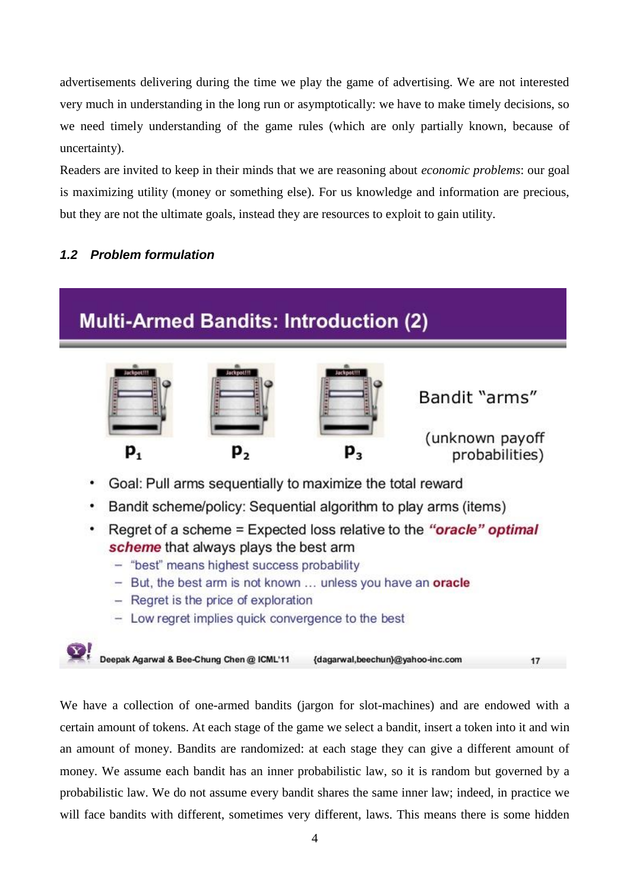advertisements delivering during the time we play the game of advertising. We are not interested very much in understanding in the long run or asymptotically: we have to make timely decisions, so we need timely understanding of the game rules (which are only partially known, because of uncertainty).

Readers are invited to keep in their minds that we are reasoning about *economic problems*: our goal is maximizing utility (money or something else). For us knowledge and information are precious, but they are not the ultimate goals, instead they are resources to exploit to gain utility.

### *1.2 Problem formulation*

**Multi-Armed Bandits: Introduction (2)**

$p_1$ $p_2$ $p_3$

Bandit "arms"

(unknown payoff probabilities)

- Goal: Pull arms sequentially to maximize the total reward
- Bandit scheme/policy: Sequential algorithm to play arms (items)
- Regret of a scheme = Expected loss relative to the ***"oracle" optimal scheme*** that always plays the best arm
  - "best" means highest success probability
  - But, the best arm is not known … unless you have an **oracle**
  - Regret is the price of exploration
  - Low regret implies quick convergence to the best

Deepak Agarwal & Bee-Chung Chen @ ICML'11 {dagarwal,beechun}@yahoo-inc.com 17

We have a collection of one-armed bandits (jargon for slot-machines) and are endowed with a certain amount of tokens. At each stage of the game we select a bandit, insert a token into it and win an amount of money. Bandits are randomized: at each stage they can give a different amount of money. We assume each bandit has an inner probabilistic law, so it is random but governed by a probabilistic law. We do not assume every bandit shares the same inner law; indeed, in practice we will face bandits with different, sometimes very different, laws. This means there is some hidden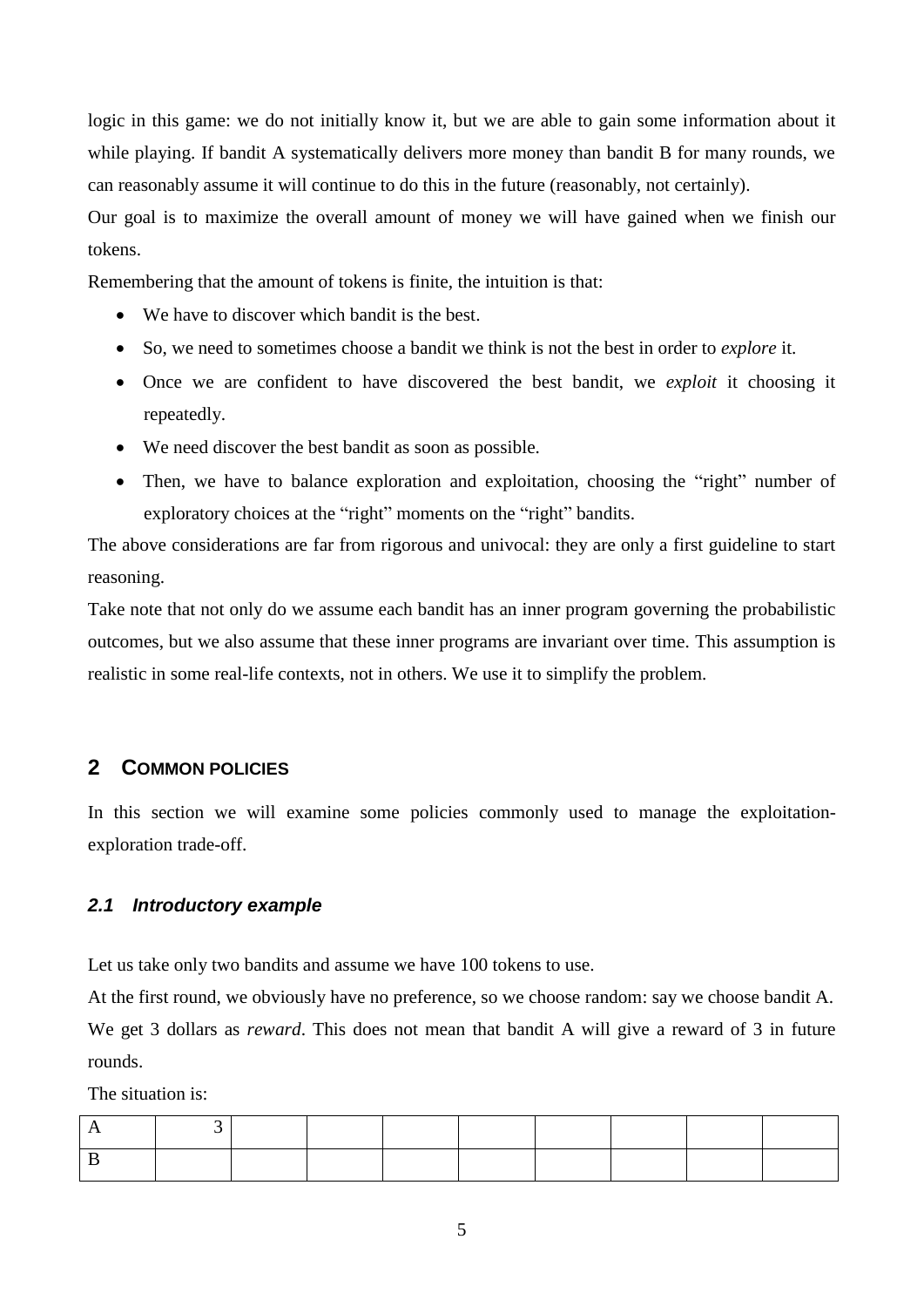logic in this game: we do not initially know it, but we are able to gain some information about it while playing. If bandit A systematically delivers more money than bandit B for many rounds, we can reasonably assume it will continue to do this in the future (reasonably, not certainly).

Our goal is to maximize the overall amount of money we will have gained when we finish our tokens.

Remembering that the amount of tokens is finite, the intuition is that:

- We have to discover which bandit is the best.
- So, we need to sometimes choose a bandit we think is not the best in order to *explore* it.
- Once we are confident to have discovered the best bandit, we *exploit* it choosing it repeatedly.
- We need discover the best bandit as soon as possible.
- Then, we have to balance exploration and exploitation, choosing the "right" number of exploratory choices at the "right" moments on the "right" bandits.

The above considerations are far from rigorous and univocal: they are only a first guideline to start reasoning.

Take note that not only do we assume each bandit has an inner program governing the probabilistic outcomes, but we also assume that these inner programs are invariant over time. This assumption is realistic in some real-life contexts, not in others. We use it to simplify the problem.

## 2 COMMON POLICIES

In this section we will examine some policies commonly used to manage the exploitation-exploration trade-off.

### 2.1 Introductory example

Let us take only two bandits and assume we have 100 tokens to use.

At the first round, we obviously have no preference, so we choose random: say we choose bandit A. We get 3 dollars as *reward*. This does not mean that bandit A will give a reward of 3 in future rounds.

The situation is:

| | | | | | | | | | |
|---|---|---|---|---|---|---|---|---|---|
| A | 3 | | | | | | | | |
| B | | | | | | | | | |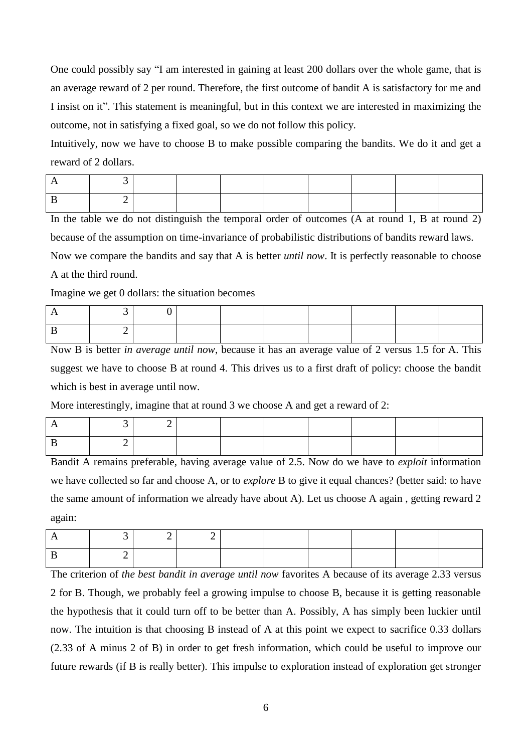One could possibly say "I am interested in gaining at least 200 dollars over the whole game, that is an average reward of 2 per round. Therefore, the first outcome of bandit A is satisfactory for me and I insist on it". This statement is meaningful, but in this context we are interested in maximizing the outcome, not in satisfying a fixed goal, so we do not follow this policy.

Intuitively, now we have to choose B to make possible comparing the bandits. We do it and get a reward of 2 dollars.

| A | 3 | | | | | | | | |
|---|---|---|---|---|---|---|---|---|---|
| B | 2 | | | | | | | | |

In the table we do not distinguish the temporal order of outcomes (A at round 1, B at round 2) because of the assumption on time-invariance of probabilistic distributions of bandits reward laws.

Now we compare the bandits and say that A is better *until now*. It is perfectly reasonable to choose A at the third round.

Imagine we get 0 dollars: the situation becomes

| A | 3 | 0 | | | | | | | |
|---|---|---|---|---|---|---|---|---|---|
| B | 2 | | | | | | | | |

Now B is better *in average until now*, because it has an average value of 2 versus 1.5 for A. This suggest we have to choose B at round 4. This drives us to a first draft of policy: choose the bandit which is best in average until now.

More interestingly, imagine that at round 3 we choose A and get a reward of 2:

| A | 3 | 2 | | | | | | | |
|---|---|---|---|---|---|---|---|---|---|
| B | 2 | | | | | | | | |

Bandit A remains preferable, having average value of 2.5. Now do we have to *exploit* information we have collected so far and choose A, or to *explore* B to give it equal chances? (better said: to have the same amount of information we already have about A). Let us choose A again , getting reward 2 again:

| A | 3 | 2 | 2 | | | | | | |
|---|---|---|---|---|---|---|---|---|---|
| B | 2 | | | | | | | | |

The criterion of *the best bandit in average until now* favorites A because of its average 2.33 versus 2 for B. Though, we probably feel a growing impulse to choose B, because it is getting reasonable the hypothesis that it could turn off to be better than A. Possibly, A has simply been luckier until now. The intuition is that choosing B instead of A at this point we expect to sacrifice 0.33 dollars (2.33 of A minus 2 of B) in order to get fresh information, which could be useful to improve our future rewards (if B is really better). This impulse to exploration instead of exploration get stronger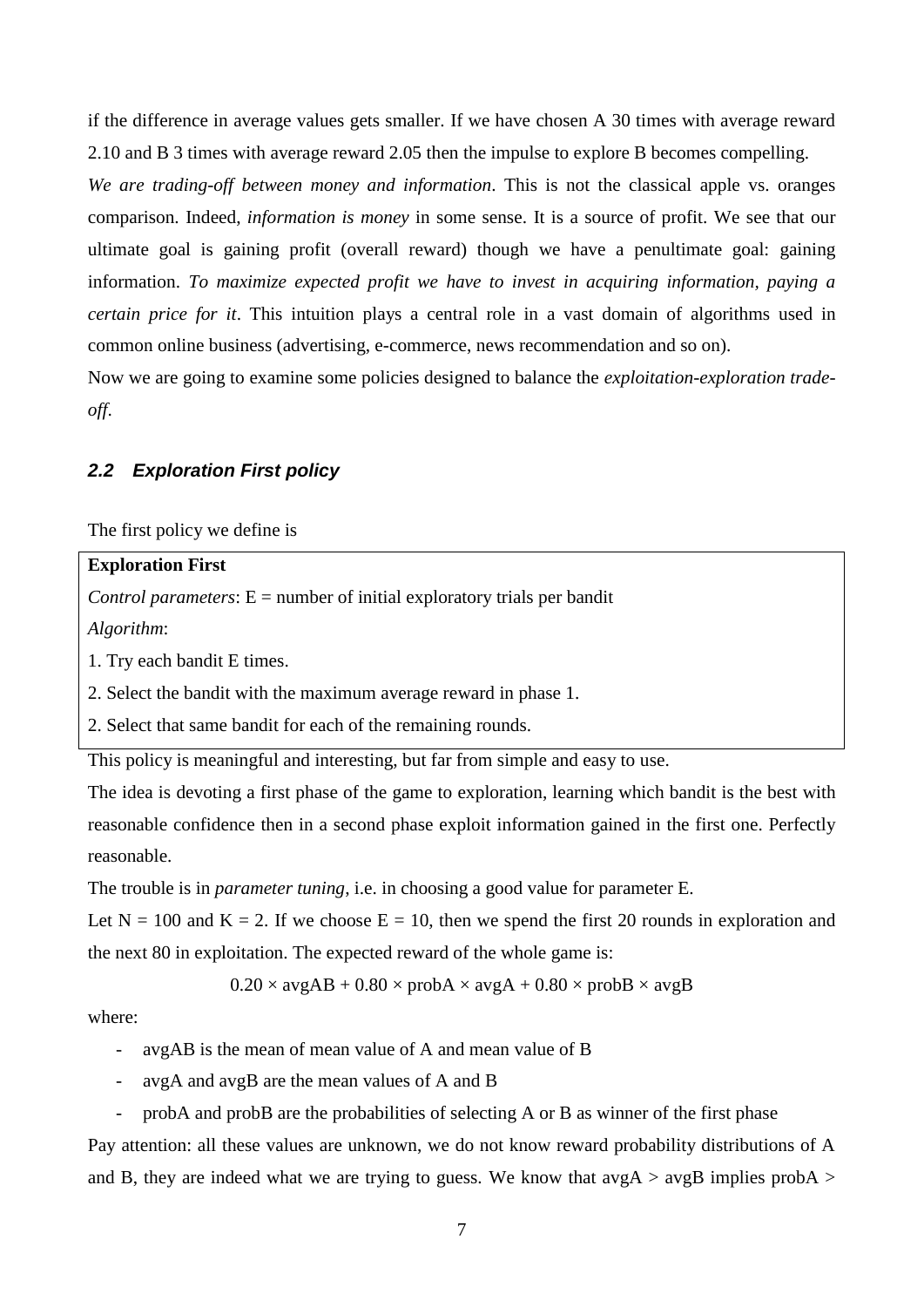if the difference in average values gets smaller. If we have chosen A 30 times with average reward 2.10 and B 3 times with average reward 2.05 then the impulse to explore B becomes compelling.

*We are trading-off between money and information*. This is not the classical apple vs. oranges comparison. Indeed, *information is money* in some sense. It is a source of profit. We see that our ultimate goal is gaining profit (overall reward) though we have a penultimate goal: gaining information. *To maximize expected profit we have to invest in acquiring information, paying a certain price for it*. This intuition plays a central role in a vast domain of algorithms used in common online business (advertising, e-commerce, news recommendation and so on).

Now we are going to examine some policies designed to balance the *exploitation-exploration trade-off*.

### 2.2 Exploration First policy

The first policy we define is

> **Exploration First**
>
> *Control parameters*: E = number of initial exploratory trials per bandit
>
> *Algorithm*:
>
> 1. Try each bandit E times.
> 2. Select the bandit with the maximum average reward in phase 1.
> 2. Select that same bandit for each of the remaining rounds.

This policy is meaningful and interesting, but far from simple and easy to use.

The idea is devoting a first phase of the game to exploration, learning which bandit is the best with reasonable confidence then in a second phase exploit information gained in the first one. Perfectly reasonable.

The trouble is in *parameter tuning*, i.e. in choosing a good value for parameter E.

Let N = 100 and K = 2. If we choose E = 10, then we spend the first 20 rounds in exploration and the next 80 in exploitation. The expected reward of the whole game is:

$$0.20 \times \text{avgAB} + 0.80 \times \text{probA} \times \text{avgA} + 0.80 \times \text{probB} \times \text{avgB}$$

where:

- avgAB is the mean of mean value of A and mean value of B
- avgA and avgB are the mean values of A and B
- probA and probB are the probabilities of selecting A or B as winner of the first phase

Pay attention: all these values are unknown, we do not know reward probability distributions of A and B, they are indeed what we are trying to guess. We know that avgA > avgB implies probA >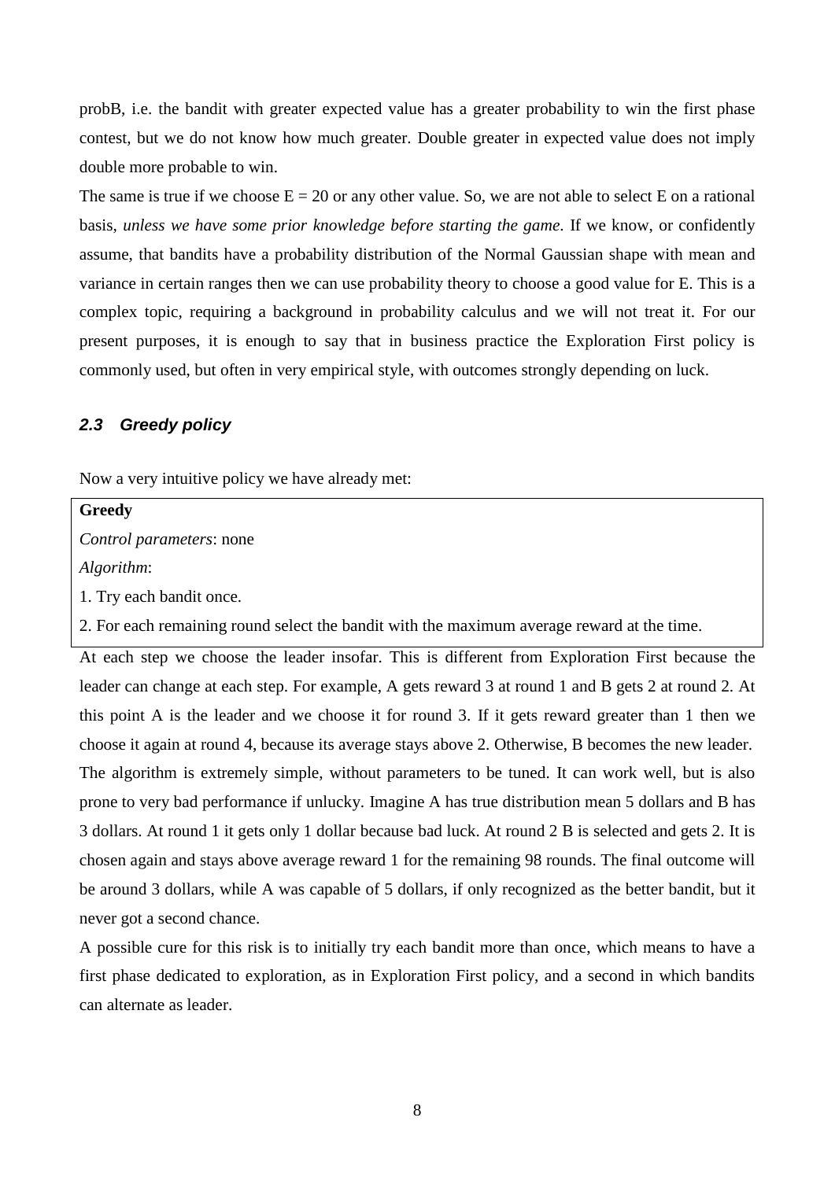probB, i.e. the bandit with greater expected value has a greater probability to win the first phase contest, but we do not know how much greater. Double greater in expected value does not imply double more probable to win.

The same is true if we choose $E = 20$ or any other value. So, we are not able to select E on a rational basis, *unless we have some prior knowledge before starting the game*. If we know, or confidently assume, that bandits have a probability distribution of the Normal Gaussian shape with mean and variance in certain ranges then we can use probability theory to choose a good value for E. This is a complex topic, requiring a background in probability calculus and we will not treat it. For our present purposes, it is enough to say that in business practice the Exploration First policy is commonly used, but often in very empirical style, with outcomes strongly depending on luck.

### *2.3 Greedy policy*

Now a very intuitive policy we have already met:

**Greedy**

*Control parameters*: none

*Algorithm*:

1. Try each bandit once.
2. For each remaining round select the bandit with the maximum average reward at the time.

At each step we choose the leader insofar. This is different from Exploration First because the leader can change at each step. For example, A gets reward 3 at round 1 and B gets 2 at round 2. At this point A is the leader and we choose it for round 3. If it gets reward greater than 1 then we choose it again at round 4, because its average stays above 2. Otherwise, B becomes the new leader.

The algorithm is extremely simple, without parameters to be tuned. It can work well, but is also prone to very bad performance if unlucky. Imagine A has true distribution mean 5 dollars and B has 3 dollars. At round 1 it gets only 1 dollar because bad luck. At round 2 B is selected and gets 2. It is chosen again and stays above average reward 1 for the remaining 98 rounds. The final outcome will be around 3 dollars, while A was capable of 5 dollars, if only recognized as the better bandit, but it never got a second chance.

A possible cure for this risk is to initially try each bandit more than once, which means to have a first phase dedicated to exploration, as in Exploration First policy, and a second in which bandits can alternate as leader.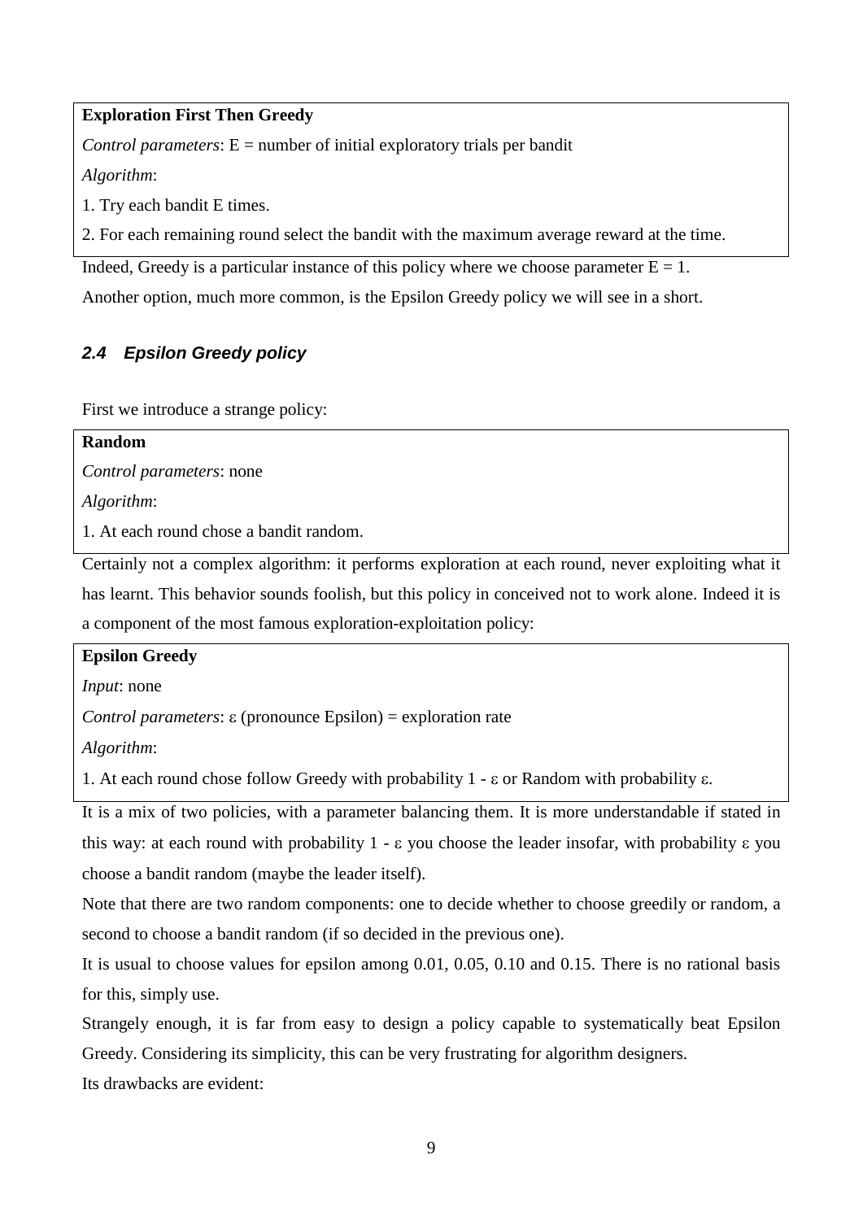**Exploration First Then Greedy**

*Control parameters*: E = number of initial exploratory trials per bandit

*Algorithm*:

1. Try each bandit E times.

2. For each remaining round select the bandit with the maximum average reward at the time.

Indeed, Greedy is a particular instance of this policy where we choose parameter $E = 1$.

Another option, much more common, is the Epsilon Greedy policy we will see in a short.

### *2.4 Epsilon Greedy policy*

First we introduce a strange policy:

**Random**

*Control parameters*: none

*Algorithm*:

1. At each round chose a bandit random.

Certainly not a complex algorithm: it performs exploration at each round, never exploiting what it has learnt. This behavior sounds foolish, but this policy in conceived not to work alone. Indeed it is a component of the most famous exploration-exploitation policy:

**Epsilon Greedy**

*Input*: none

*Control parameters*: $\varepsilon$ (pronounce Epsilon) = exploration rate

*Algorithm*:

1. At each round chose follow Greedy with probability $1 - \varepsilon$ or Random with probability $\varepsilon$.

It is a mix of two policies, with a parameter balancing them. It is more understandable if stated in this way: at each round with probability $1 - \varepsilon$ you choose the leader insofar, with probability $\varepsilon$ you choose a bandit random (maybe the leader itself).

Note that there are two random components: one to decide whether to choose greedily or random, a second to choose a bandit random (if so decided in the previous one).

It is usual to choose values for epsilon among 0.01, 0.05, 0.10 and 0.15. There is no rational basis for this, simply use.

Strangely enough, it is far from easy to design a policy capable to systematically beat Epsilon Greedy. Considering its simplicity, this can be very frustrating for algorithm designers.

Its drawbacks are evident: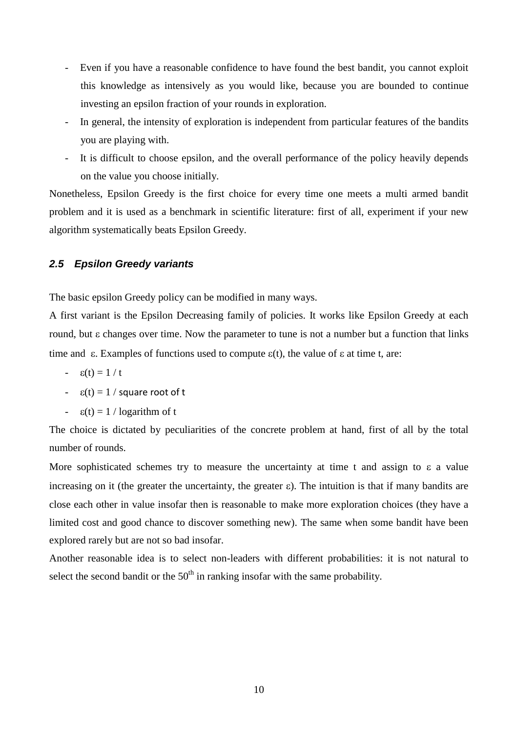- Even if you have a reasonable confidence to have found the best bandit, you cannot exploit this knowledge as intensively as you would like, because you are bounded to continue investing an epsilon fraction of your rounds in exploration.
- In general, the intensity of exploration is independent from particular features of the bandits you are playing with.
- It is difficult to choose epsilon, and the overall performance of the policy heavily depends on the value you choose initially.

Nonetheless, Epsilon Greedy is the first choice for every time one meets a multi armed bandit problem and it is used as a benchmark in scientific literature: first of all, experiment if your new algorithm systematically beats Epsilon Greedy.

### *2.5 Epsilon Greedy variants*

The basic epsilon Greedy policy can be modified in many ways.

A first variant is the Epsilon Decreasing family of policies. It works like Epsilon Greedy at each round, but $\varepsilon$ changes over time. Now the parameter to tune is not a number but a function that links time and $\varepsilon$. Examples of functions used to compute $\varepsilon(t)$, the value of $\varepsilon$ at time t, are:

- $\varepsilon(t) = 1 / t$
- $\varepsilon(t) = 1$ / square root of t
- $\varepsilon(t) = 1$ / logarithm of t

The choice is dictated by peculiarities of the concrete problem at hand, first of all by the total number of rounds.

More sophisticated schemes try to measure the uncertainty at time t and assign to $\varepsilon$ a value increasing on it (the greater the uncertainty, the greater $\varepsilon$). The intuition is that if many bandits are close each other in value insofar then is reasonable to make more exploration choices (they have a limited cost and good chance to discover something new). The same when some bandit have been explored rarely but are not so bad insofar.

Another reasonable idea is to select non-leaders with different probabilities: it is not natural to select the second bandit or the $50^{th}$ in ranking insofar with the same probability.